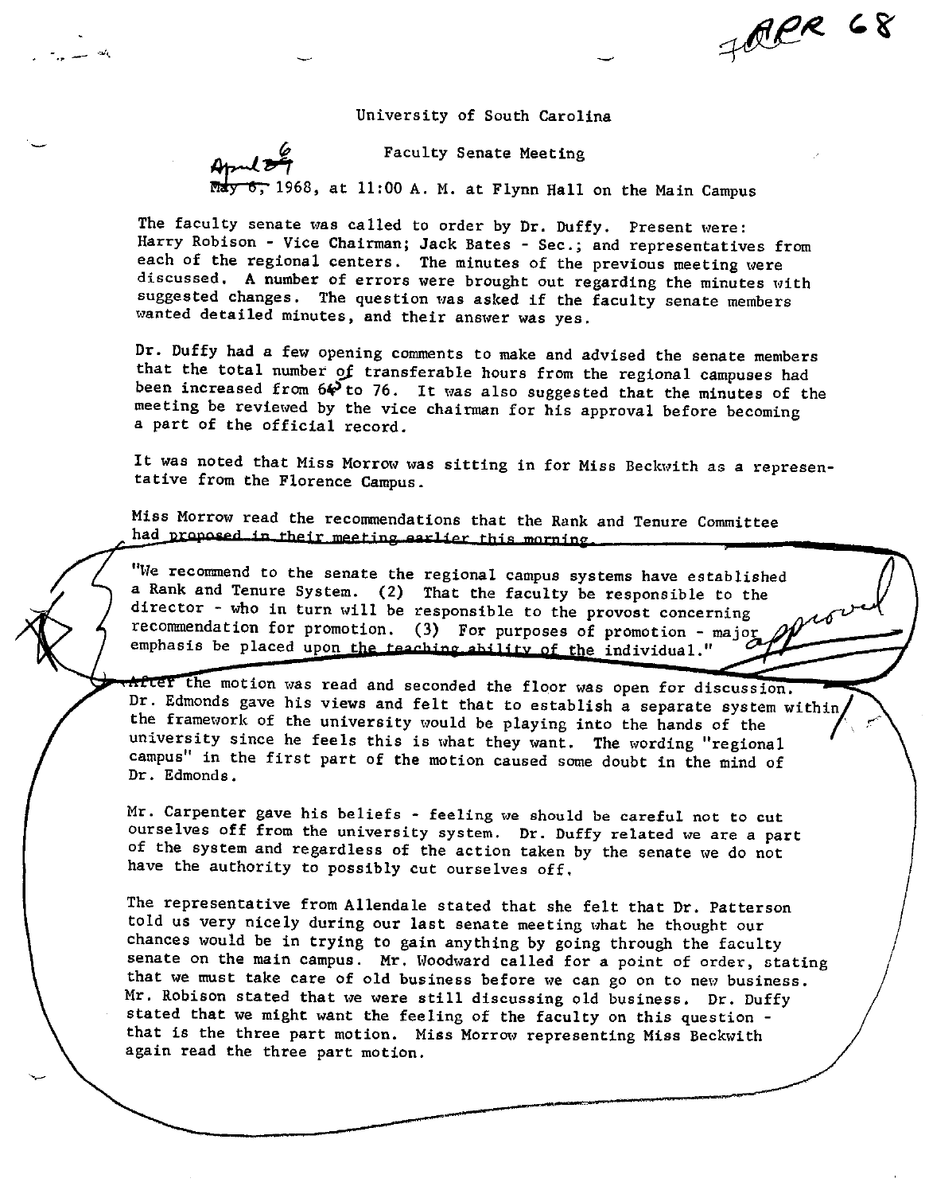7 APR 68

University of South Carolina

Faculty Senate Meeting

April 6, 1968, at 11:00 A. M. at Flynn Hall on the Main Campus

The faculty senate was called to order by Dr. Duffy. Present were: Harry Robison - Vice Chairman; Jack Bates - Sec.; and representatives from each of the regional centers. The minutes of the previous meeting were discussed. A number of errors were brought out regarding the minutes with suggested changes. The question was asked if the faculty senate members wanted detailed minutes, and their answer was yes.

Dr. Duffy had a few opening comments to make and advised the senate members that the total number of transferable hours from the regional campuses had been increased from 64 to 76. It was also suggested that the minutes of the meeting be reviewed by the vice chairman for his approval before becoming a part of the official record.

It was noted that Miss Morrow was sitting in for Miss Beckwith as a representative from the Florence Campus.

Miss Morrow read the recommendations that the Rank and Tenure Committee had proposed in their meeting earlier this morning.

"We recommend to the senate the regional campus systems have established a Rank and Tenure System. (2) That the faculty be responsible to the director - who in turn will be responsible to the provost concerning recommendation for promotion. (3) For purposes of promotion - major emphasis be placed upon the teaching ability of the individual."

approved

After the motion was read and seconded the floor was open for discussion. Dr. Edmonds gave his views and felt that to establish a separate system within the framework of the university would be playing into the hands of the university since he feels this is what they want. The wording "regional campus" in the first part of the motion caused some doubt in the mind of Dr. Edmonds.

Mr. Carpenter gave his beliefs - feeling we should be careful not to cut ourselves off from the university system. Dr. Duffy related we are a part of the system and regardless of the action taken by the senate we do not have the authority to possibly cut ourselves off.

The representative from Allendale stated that she felt that Dr. Patterson told us very nicely during our last senate meeting what he thought our chances would be in trying to gain anything by going through the faculty senate on the main campus. Mr. Woodward called for a point of order, stating that we must take care of old business before we can go on to new business. Mr. Robison stated that we were still discussing old business. Dr. Duffy stated that we might want the feeling of the faculty on this question - that is the three part motion. Miss Morrow representing Miss Beckwith again read the three part motion.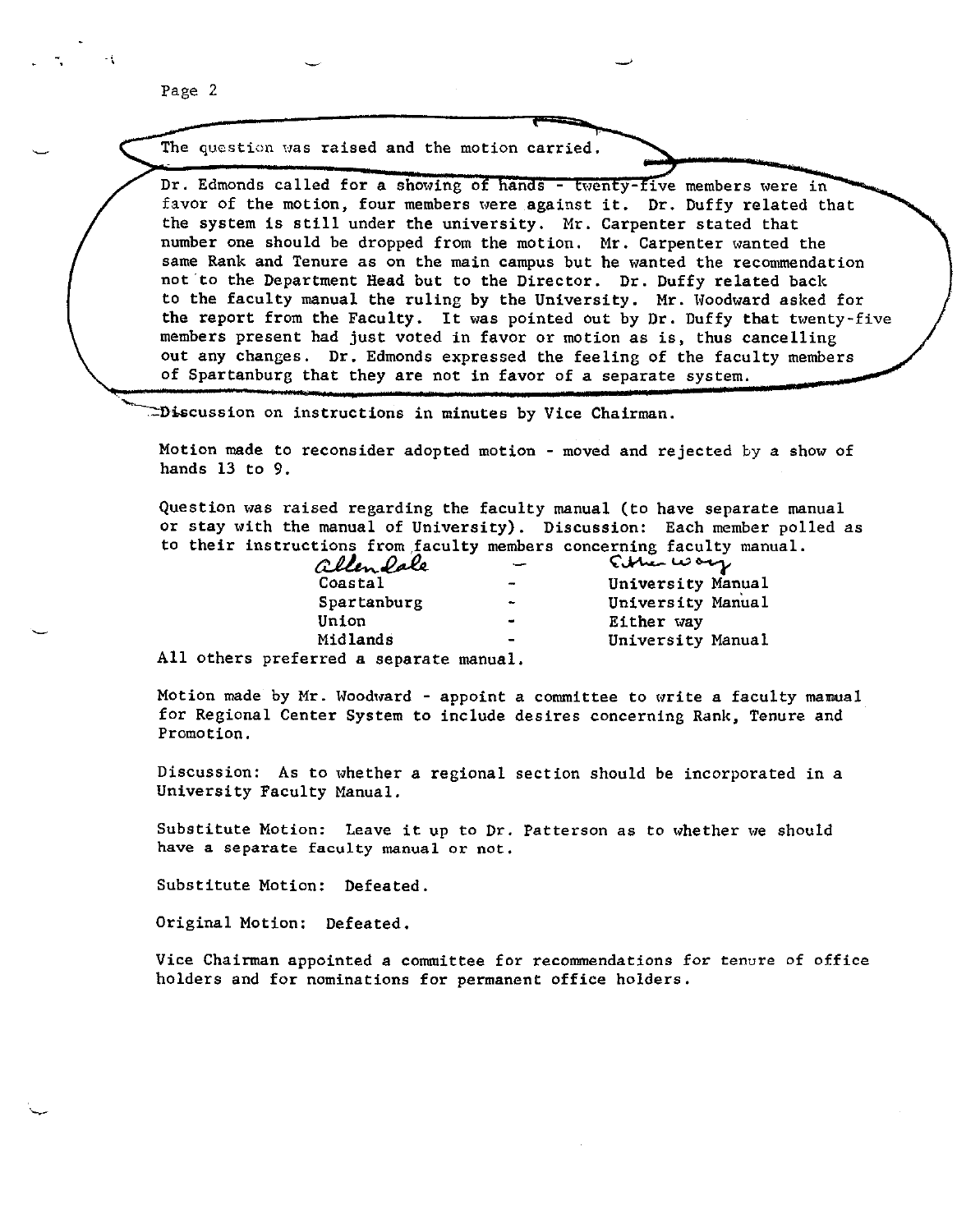The question was raised and the motion carried.

Dr. Edmonds called for a showing of hands - twenty-five members were in favor of the motion, four members were against it. Dr. Duffy related that the system is still under the university. Mr. Carpenter stated that number one should be dropped from the motion. Mr. Carpenter wanted the same Rank and Tenure as on the main campus but he wanted the recommendation not to the Department Head but to the Director. Dr. Duffy related back to the faculty manual the ruling by the University. Mr. Woodward asked for the report from the Faculty. It was pointed out by Dr. Duffy that twenty-five members present had just voted in favor or motion as is, thus cancelling out any changes. Dr. Edmonds expressed the feeling of the faculty members of Spartanburg that they are not in favor of a separate system.

Discussion on instructions in minutes by Vice Chairman.

Motion made to reconsider adopted motion - moved and rejected by a show of hands 13 to 9.

Question was raised regarding the faculty manual (to have separate manual or stay with the manual of University). Discussion: Each member polled as to their instructions from faculty members concerning faculty manual.

| | | |
|---|---|---|
| Allendale | - | Either way |
| Coastal | - | University Manual |
| Spartanburg | - | University Manual |
| Union | - | Either way |
| Midlands | - | University Manual |

All others preferred a separate manual.

Motion made by Mr. Woodward - appoint a committee to write a faculty manual for Regional Center System to include desires concerning Rank, Tenure and Promotion.

Discussion: As to whether a regional section should be incorporated in a University Faculty Manual.

Substitute Motion: Leave it up to Dr. Patterson as to whether we should have a separate faculty manual or not.

Substitute Motion: Defeated.

Original Motion: Defeated.

Vice Chairman appointed a committee for recommendations for tenure of office holders and for nominations for permanent office holders.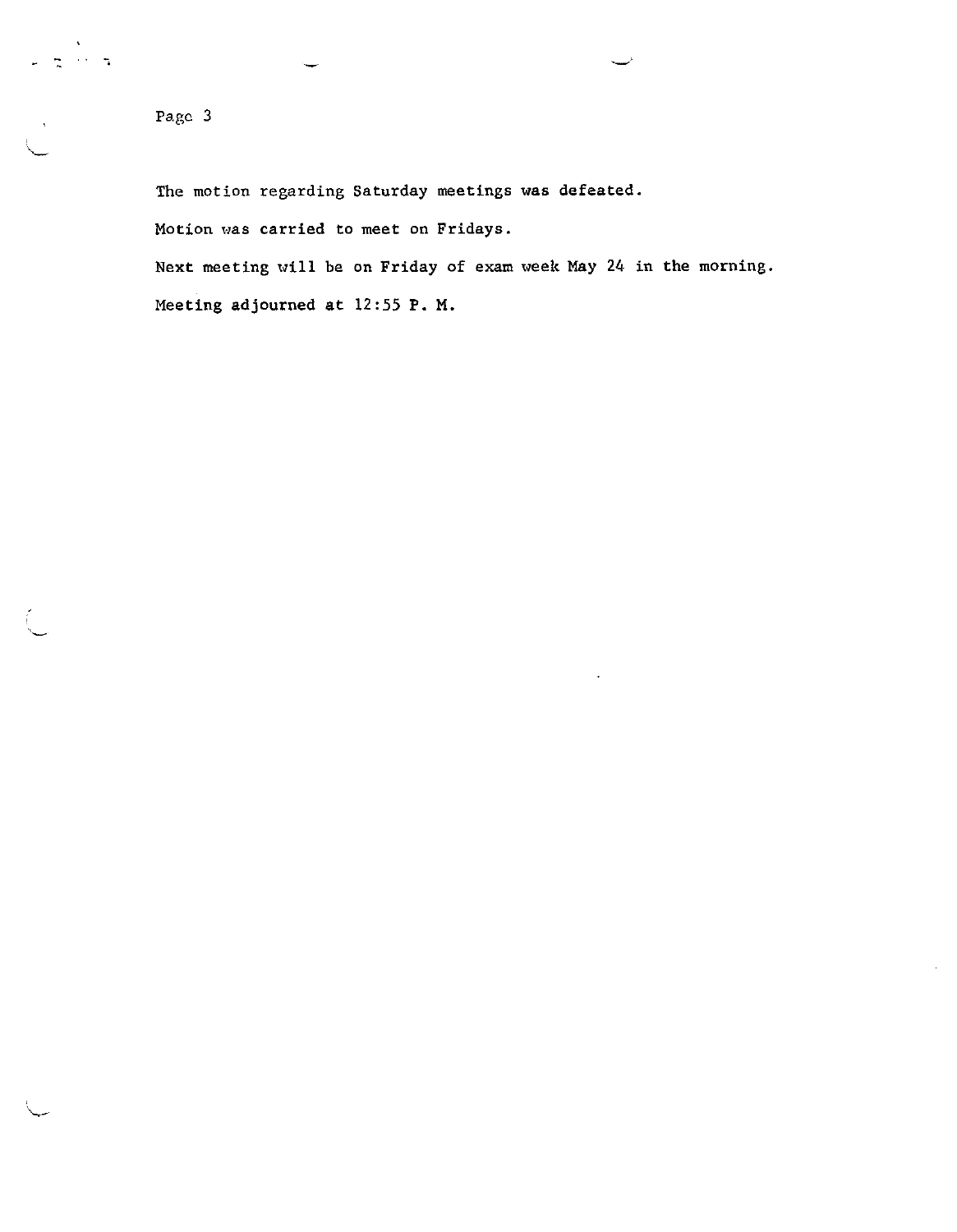The motion regarding Saturday meetings was defeated.

Motion was carried to meet on Fridays.

Next meeting will be on Friday of exam week May 24 in the morning.

Meeting adjourned at 12:55 P. M.